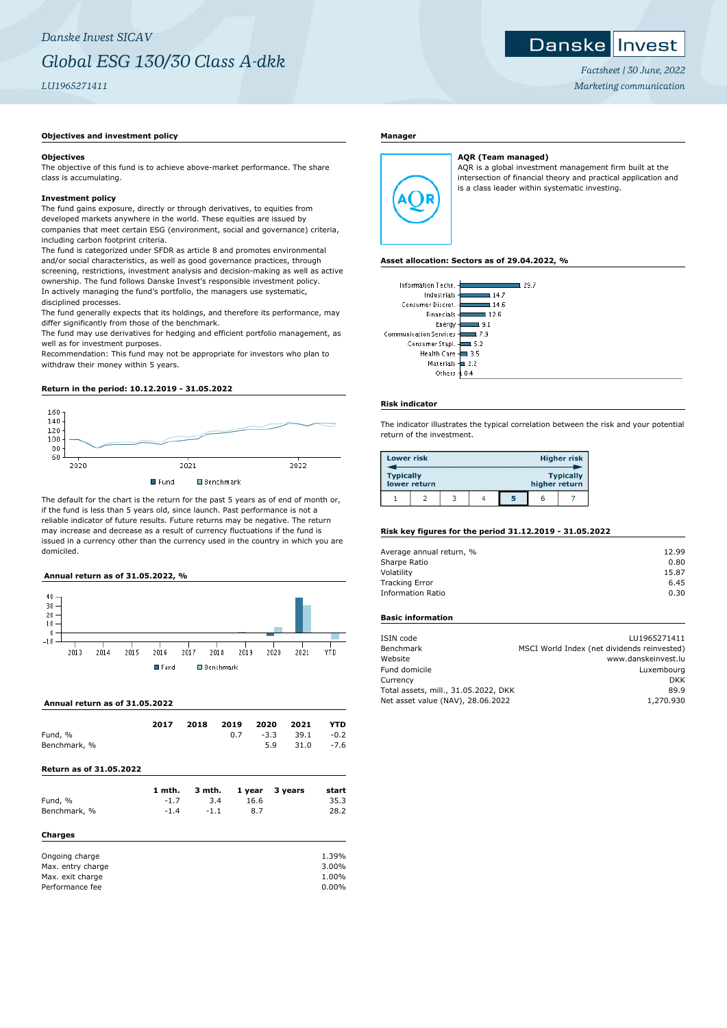*Danske Invest SICAV*

# *Global ESG 130/30 Class A-dkk*

*LU1965271411*

*Factsheet | 30 June, 2022*

*Marketing communication*

## Objectives and investment policy

**Objectives**

The objective of this fund is to achieve above-market performance. The share class is accumulating.

**Investment policy**

The fund gains exposure, directly or through derivatives, to equities from developed markets anywhere in the world. These equities are issued by companies that meet certain ESG (environment, social and governance) criteria, including carbon footprint criteria.

The fund is categorized under SFDR as article 8 and promotes environmental and/or social characteristics, as well as good governance practices, through screening, restrictions, investment analysis and decision-making as well as active ownership. The fund follows Danske Invest's responsible investment policy.

In actively managing the fund's portfolio, the managers use systematic, disciplined processes.

The fund generally expects that its holdings, and therefore its performance, may differ significantly from those of the benchmark.

The fund may use derivatives for hedging and efficient portfolio management, as well as for investment purposes.

Recommendation: This fund may not be appropriate for investors who plan to withdraw their money within 5 years.

## Return in the period: 10.12.2019 - 31.05.2022

The default for the chart is the return for the past 5 years as of end of month or, if the fund is less than 5 years old, since launch. Past performance is not a reliable indicator of future results. Future returns may be negative. The return may increase and decrease as a result of currency fluctuations if the fund is issued in a currency other than the currency used in the country in which you are domiciled.

## Annual return as of 31.05.2022, %

## Annual return as of 31.05.2022

| | 2017 | 2018 | 2019 | 2020 | 2021 | YTD |
|---|---|---|---|---|---|---|
| Fund, % | | | 0.7 | -3.3 | 39.1 | -0.2 |
| Benchmark, % | | | | 5.9 | 31.0 | -7.6 |

## Return as of 31.05.2022

| | 1 mth. | 3 mth. | 1 year | 3 years | start |
|---|---|---|---|---|---|
| Fund, % | -1.7 | 3.4 | 16.6 | | 35.3 |
| Benchmark, % | -1.4 | -1.1 | 8.7 | | 28.2 |

## Charges

| | |
|---|---|
| Ongoing charge | 1.39% |
| Max. entry charge | 3.00% |
| Max. exit charge | 1.00% |
| Performance fee | 0.00% |

## Manager

**AQR (Team managed)**

AQR is a global investment management firm built at the intersection of financial theory and practical application and is a class leader within systematic investing.

## Asset allocation: Sectors as of 29.04.2022, %

| Sector | % |
|---|---|
| Information Techn. | 29.7 |
| Industrials | 14.7 |
| Consumer Discret. | 14.6 |
| Financials | 12.6 |
| Energy | 9.1 |
| Communication Services | 7.9 |
| Consumer Stapl. | 5.2 |
| Health Care | 3.5 |
| Materials | 2.2 |
| Others | 0.4 |

## Risk indicator

The indicator illustrates the typical correlation between the risk and your potential return of the investment.

Lower risk — Higher risk

Typically lower return — Typically higher return

| 1 | 2 | 3 | 4 | **5** | 6 | 7 |
|---|---|---|---|---|---|---|

## Risk key figures for the period 31.12.2019 - 31.05.2022

| | |
|---|---|
| Average annual return, % | 12.99 |
| Sharpe Ratio | 0.80 |
| Volatility | 15.87 |
| Tracking Error | 6.45 |
| Information Ratio | 0.30 |

## Basic information

| | |
|---|---|
| ISIN code | LU1965271411 |
| Benchmark | MSCI World Index (net dividends reinvested) |
| Website | www.danskeinvest.lu |
| Fund domicile | Luxembourg |
| Currency | DKK |
| Total assets, mill., 31.05.2022, DKK | 89.9 |
| Net asset value (NAV), 28.06.2022 | 1,270.930 |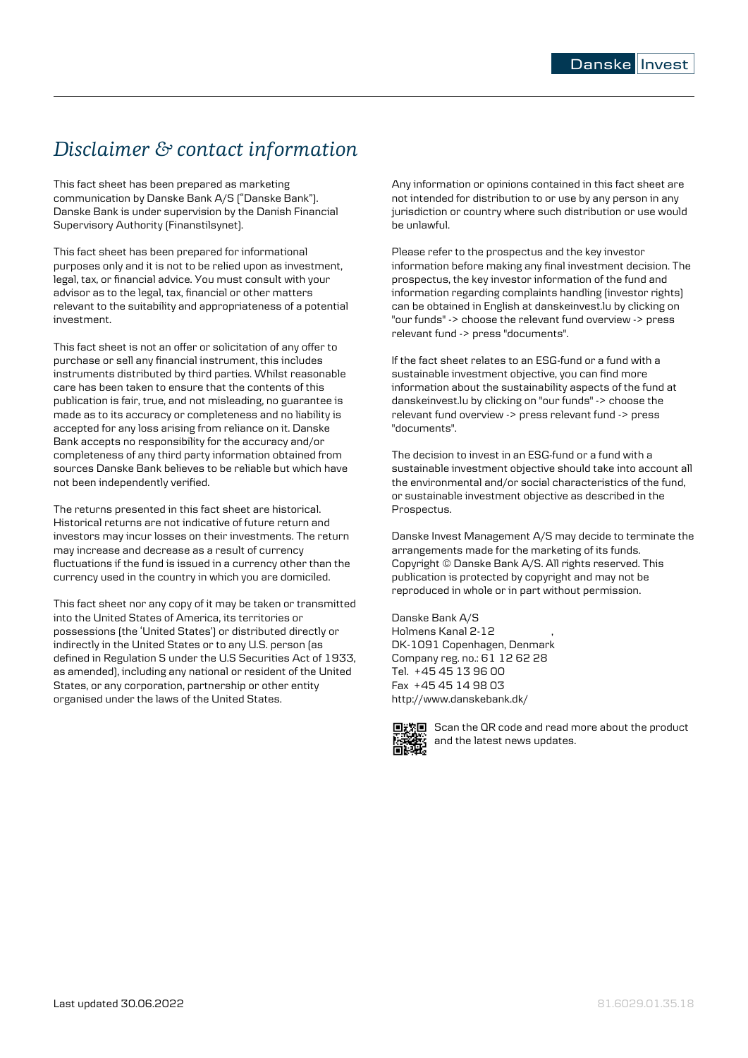# *Disclaimer & contact information*

This fact sheet has been prepared as marketing communication by Danske Bank A/S ("Danske Bank"). Danske Bank is under supervision by the Danish Financial Supervisory Authority (Finanstilsynet).

This fact sheet has been prepared for informational purposes only and it is not to be relied upon as investment, legal, tax, or financial advice. You must consult with your advisor as to the legal, tax, financial or other matters relevant to the suitability and appropriateness of a potential investment.

This fact sheet is not an offer or solicitation of any offer to purchase or sell any financial instrument, this includes instruments distributed by third parties. Whilst reasonable care has been taken to ensure that the contents of this publication is fair, true, and not misleading, no guarantee is made as to its accuracy or completeness and no liability is accepted for any loss arising from reliance on it. Danske Bank accepts no responsibility for the accuracy and/or completeness of any third party information obtained from sources Danske Bank believes to be reliable but which have not been independently verified.

The returns presented in this fact sheet are historical. Historical returns are not indicative of future return and investors may incur losses on their investments. The return may increase and decrease as a result of currency fluctuations if the fund is issued in a currency other than the currency used in the country in which you are domiciled.

This fact sheet nor any copy of it may be taken or transmitted into the United States of America, its territories or possessions (the 'United States') or distributed directly or indirectly in the United States or to any U.S. person (as defined in Regulation S under the U.S Securities Act of 1933, as amended), including any national or resident of the United States, or any corporation, partnership or other entity organised under the laws of the United States.

Any information or opinions contained in this fact sheet are not intended for distribution to or use by any person in any jurisdiction or country where such distribution or use would be unlawful.

Please refer to the prospectus and the key investor information before making any final investment decision. The prospectus, the key investor information of the fund and information regarding complaints handling (investor rights) can be obtained in English at danskeinvest.lu by clicking on "our funds" -> choose the relevant fund overview -> press relevant fund -> press "documents".

If the fact sheet relates to an ESG-fund or a fund with a sustainable investment objective, you can find more information about the sustainability aspects of the fund at danskeinvest.lu by clicking on "our funds" -> choose the relevant fund overview -> press relevant fund -> press "documents".

The decision to invest in an ESG-fund or a fund with a sustainable investment objective should take into account all the environmental and/or social characteristics of the fund, or sustainable investment objective as described in the Prospectus.

Danske Invest Management A/S may decide to terminate the arrangements made for the marketing of its funds. Copyright © Danske Bank A/S. All rights reserved. This publication is protected by copyright and may not be reproduced in whole or in part without permission.

Danske Bank A/S
Holmens Kanal 2-12
DK-1091 Copenhagen, Denmark
Company reg. no.: 61 12 62 28
Tel. +45 45 13 96 00
Fax +45 45 14 98 03
http://www.danskebank.dk/

Scan the QR code and read more about the product and the latest news updates.

Last updated 30.06.2022

81.6029.01.35.18